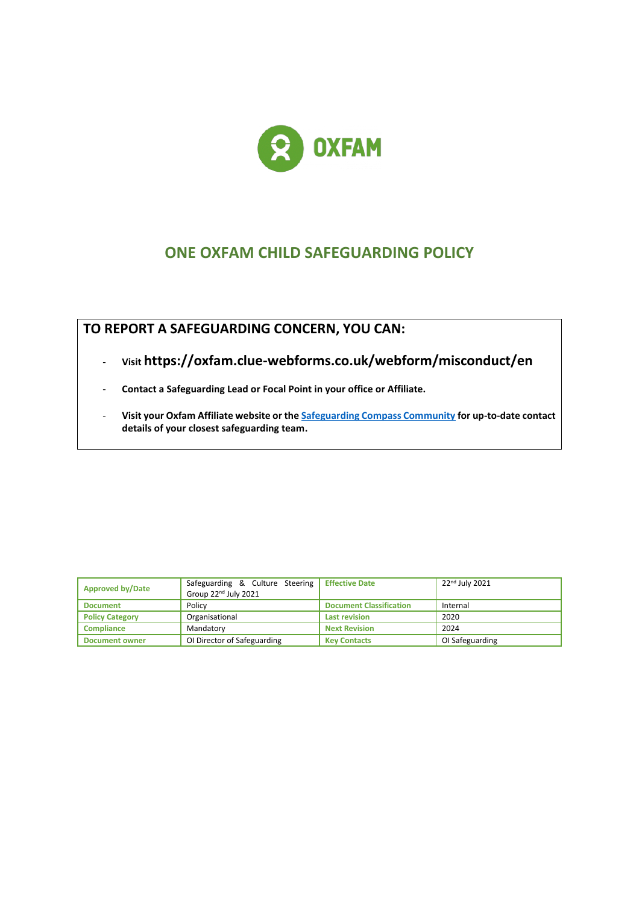# ONE OXFAM CHILD SAFEGUARDING POLICY

## TO REPORT A SAFEGUARDING CONCERN, YOU CAN:

- **Visit https://oxfam.clue-webforms.co.uk/webform/misconduct/en**
- **Contact a Safeguarding Lead or Focal Point in your office or Affiliate.**
- **Visit your Oxfam Affiliate website or the [Safeguarding Compass Community] for up-to-date contact details of your closest safeguarding team.**

| Approved by/Date | Safeguarding & Culture Steering Group 22nd July 2021 | Effective Date | 22nd July 2021 |
|---|---|---|---|
| Document | Policy | Document Classification | Internal |
| Policy Category | Organisational | Last revision | 2020 |
| Compliance | Mandatory | Next Revision | 2024 |
| Document owner | OI Director of Safeguarding | Key Contacts | OI Safeguarding |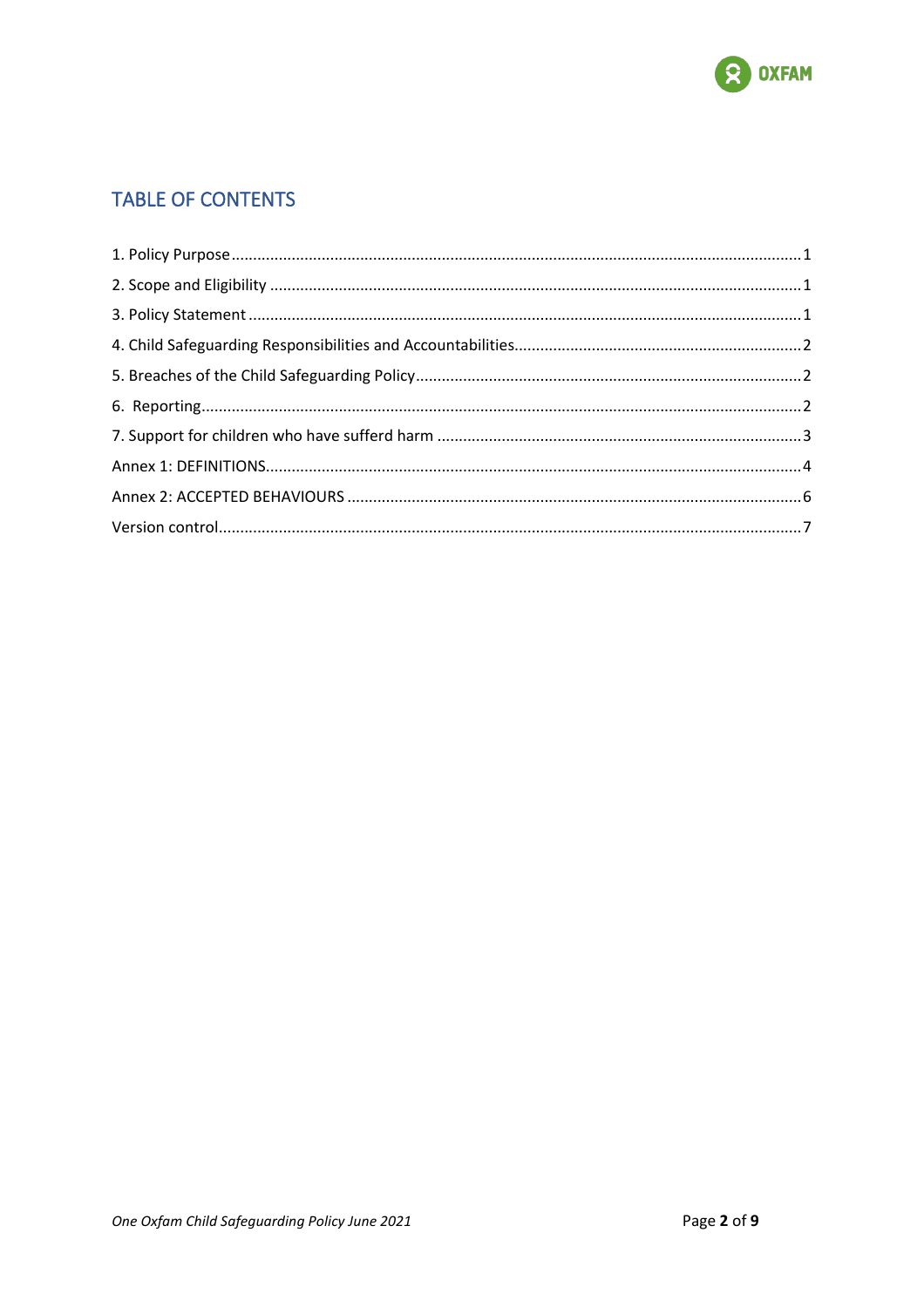## TABLE OF CONTENTS

1. Policy Purpose .......... 1
2. Scope and Eligibility .......... 1
3. Policy Statement .......... 1
4. Child Safeguarding Responsibilities and Accountabilities .......... 2
5. Breaches of the Child Safeguarding Policy .......... 2
6. Reporting .......... 2
7. Support for children who have sufferd harm .......... 3

Annex 1: DEFINITIONS .......... 4

Annex 2: ACCEPTED BEHAVIOURS .......... 6

Version control .......... 7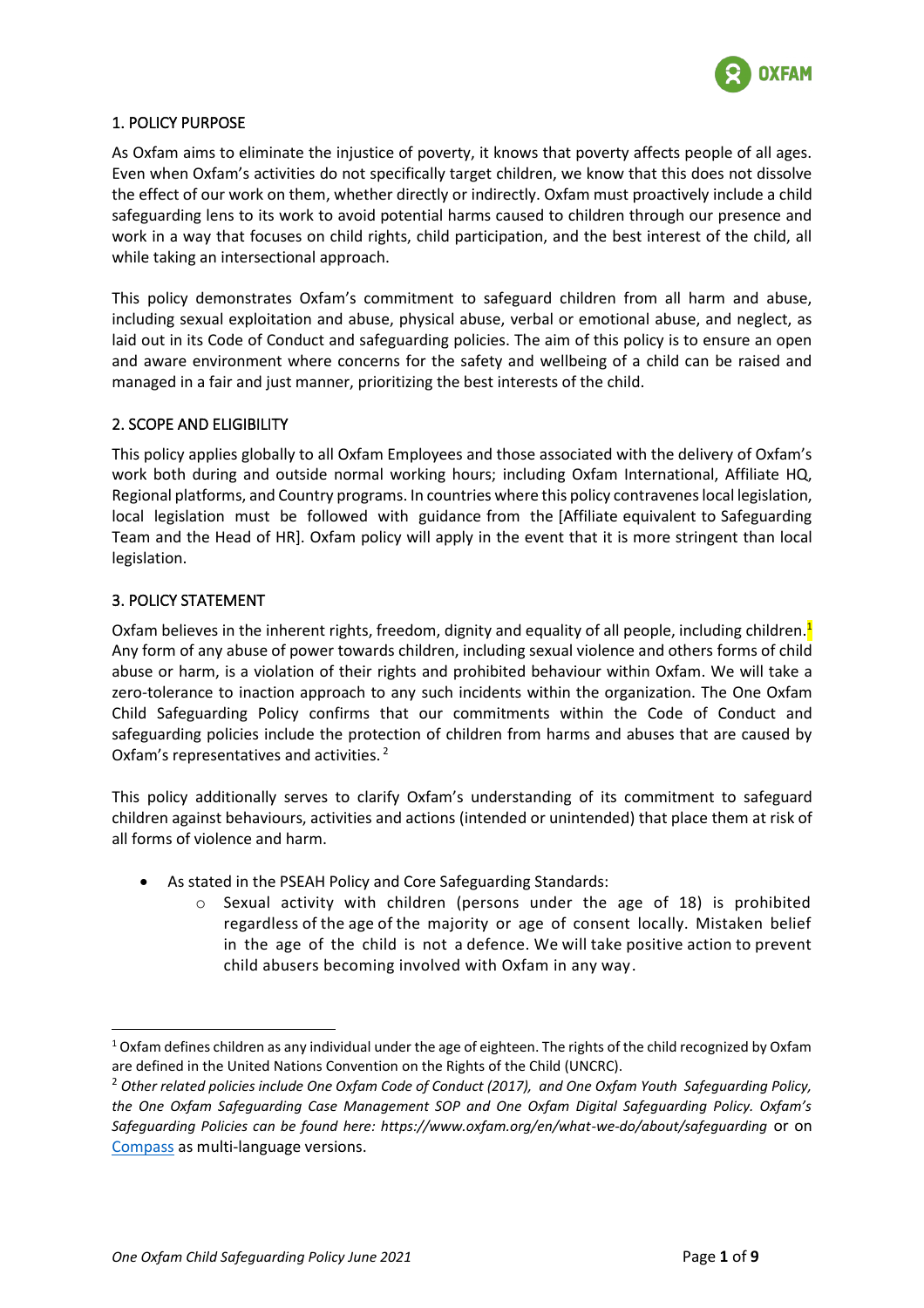## 1. POLICY PURPOSE

As Oxfam aims to eliminate the injustice of poverty, it knows that poverty affects people of all ages. Even when Oxfam's activities do not specifically target children, we know that this does not dissolve the effect of our work on them, whether directly or indirectly. Oxfam must proactively include a child safeguarding lens to its work to avoid potential harms caused to children through our presence and work in a way that focuses on child rights, child participation, and the best interest of the child, all while taking an intersectional approach.

This policy demonstrates Oxfam's commitment to safeguard children from all harm and abuse, including sexual exploitation and abuse, physical abuse, verbal or emotional abuse, and neglect, as laid out in its Code of Conduct and safeguarding policies. The aim of this policy is to ensure an open and aware environment where concerns for the safety and wellbeing of a child can be raised and managed in a fair and just manner, prioritizing the best interests of the child.

## 2. SCOPE AND ELIGIBILITY

This policy applies globally to all Oxfam Employees and those associated with the delivery of Oxfam's work both during and outside normal working hours; including Oxfam International, Affiliate HQ, Regional platforms, and Country programs. In countries where this policy contravenes local legislation, local legislation must be followed with guidance from the [Affiliate equivalent to Safeguarding Team and the Head of HR]. Oxfam policy will apply in the event that it is more stringent than local legislation.

## 3. POLICY STATEMENT

Oxfam believes in the inherent rights, freedom, dignity and equality of all people, including children.[1] Any form of any abuse of power towards children, including sexual violence and others forms of child abuse or harm, is a violation of their rights and prohibited behaviour within Oxfam. We will take a zero-tolerance to inaction approach to any such incidents within the organization. The One Oxfam Child Safeguarding Policy confirms that our commitments within the Code of Conduct and safeguarding policies include the protection of children from harms and abuses that are caused by Oxfam's representatives and activities.[2]

This policy additionally serves to clarify Oxfam's understanding of its commitment to safeguard children against behaviours, activities and actions (intended or unintended) that place them at risk of all forms of violence and harm.

- As stated in the PSEAH Policy and Core Safeguarding Standards:
  - Sexual activity with children (persons under the age of 18) is prohibited regardless of the age of the majority or age of consent locally. Mistaken belief in the age of the child is not a defence. We will take positive action to prevent child abusers becoming involved with Oxfam in any way.

---

[1] Oxfam defines children as any individual under the age of eighteen. The rights of the child recognized by Oxfam are defined in the United Nations Convention on the Rights of the Child (UNCRC).

[2] *Other related policies include One Oxfam Code of Conduct (2017), and One Oxfam Youth Safeguarding Policy, the One Oxfam Safeguarding Case Management SOP and One Oxfam Digital Safeguarding Policy. Oxfam's Safeguarding Policies can be found here: https://www.oxfam.org/en/what-we-do/about/safeguarding* or on Compass as multi-language versions.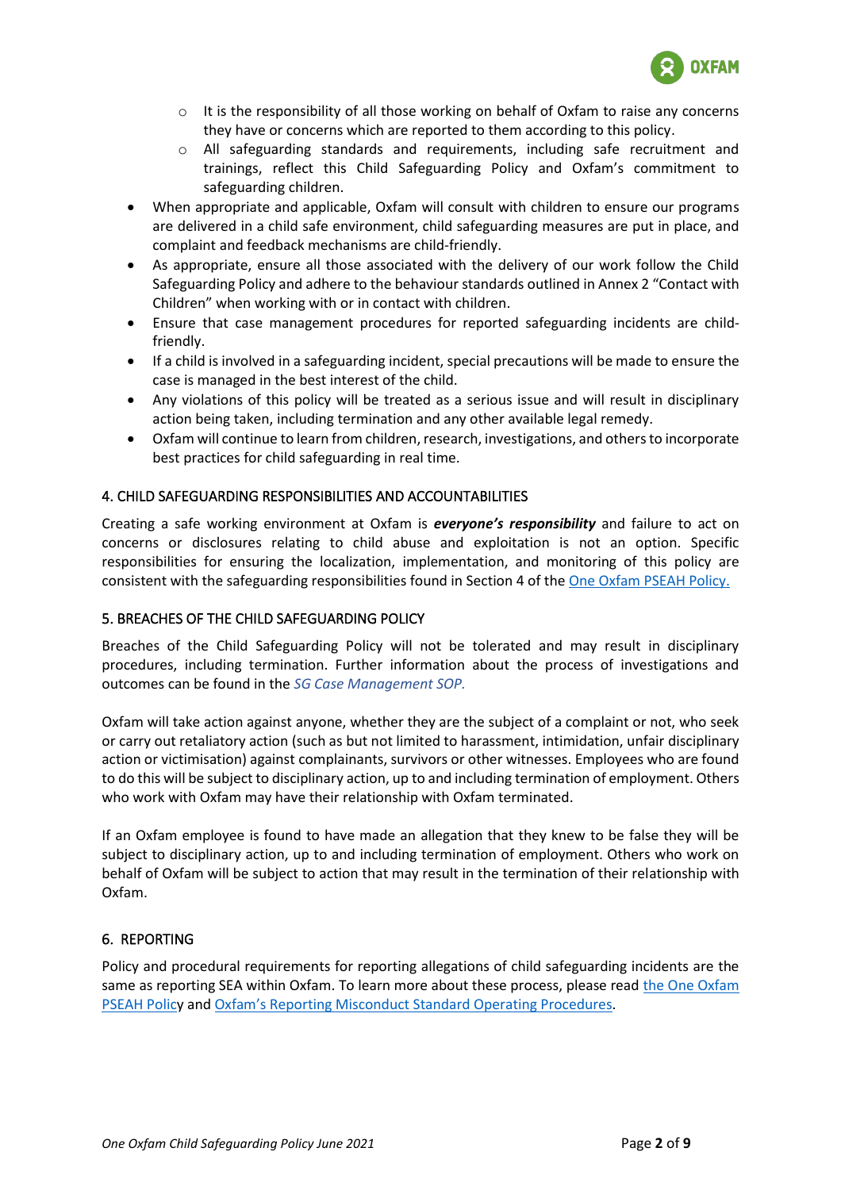- It is the responsibility of all those working on behalf of Oxfam to raise any concerns they have or concerns which are reported to them according to this policy.
  - All safeguarding standards and requirements, including safe recruitment and trainings, reflect this Child Safeguarding Policy and Oxfam's commitment to safeguarding children.
- When appropriate and applicable, Oxfam will consult with children to ensure our programs are delivered in a child safe environment, child safeguarding measures are put in place, and complaint and feedback mechanisms are child-friendly.
- As appropriate, ensure all those associated with the delivery of our work follow the Child Safeguarding Policy and adhere to the behaviour standards outlined in Annex 2 "Contact with Children" when working with or in contact with children.
- Ensure that case management procedures for reported safeguarding incidents are child-friendly.
- If a child is involved in a safeguarding incident, special precautions will be made to ensure the case is managed in the best interest of the child.
- Any violations of this policy will be treated as a serious issue and will result in disciplinary action being taken, including termination and any other available legal remedy.
- Oxfam will continue to learn from children, research, investigations, and others to incorporate best practices for child safeguarding in real time.

## 4. CHILD SAFEGUARDING RESPONSIBILITIES AND ACCOUNTABILITIES

Creating a safe working environment at Oxfam is ***everyone's responsibility*** and failure to act on concerns or disclosures relating to child abuse and exploitation is not an option. Specific responsibilities for ensuring the localization, implementation, and monitoring of this policy are consistent with the safeguarding responsibilities found in Section 4 of the One Oxfam PSEAH Policy.

## 5. BREACHES OF THE CHILD SAFEGUARDING POLICY

Breaches of the Child Safeguarding Policy will not be tolerated and may result in disciplinary procedures, including termination. Further information about the process of investigations and outcomes can be found in the *SG Case Management SOP.*

Oxfam will take action against anyone, whether they are the subject of a complaint or not, who seek or carry out retaliatory action (such as but not limited to harassment, intimidation, unfair disciplinary action or victimisation) against complainants, survivors or other witnesses. Employees who are found to do this will be subject to disciplinary action, up to and including termination of employment. Others who work with Oxfam may have their relationship with Oxfam terminated.

If an Oxfam employee is found to have made an allegation that they knew to be false they will be subject to disciplinary action, up to and including termination of employment. Others who work on behalf of Oxfam will be subject to action that may result in the termination of their relationship with Oxfam.

## 6. REPORTING

Policy and procedural requirements for reporting allegations of child safeguarding incidents are the same as reporting SEA within Oxfam. To learn more about these process, please read the One Oxfam PSEAH Policy and Oxfam's Reporting Misconduct Standard Operating Procedures.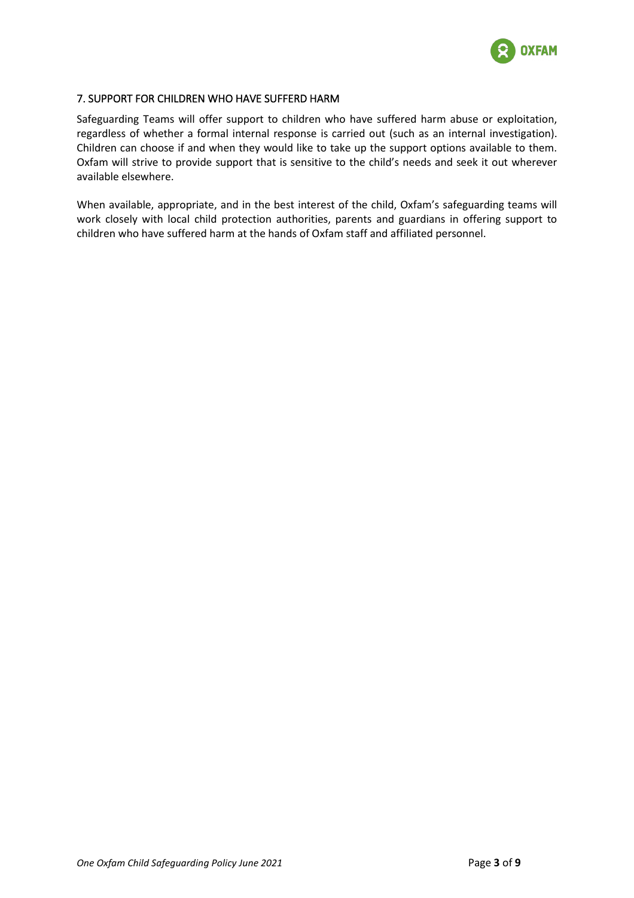## 7. SUPPORT FOR CHILDREN WHO HAVE SUFFERD HARM

Safeguarding Teams will offer support to children who have suffered harm abuse or exploitation, regardless of whether a formal internal response is carried out (such as an internal investigation). Children can choose if and when they would like to take up the support options available to them. Oxfam will strive to provide support that is sensitive to the child's needs and seek it out wherever available elsewhere.

When available, appropriate, and in the best interest of the child, Oxfam's safeguarding teams will work closely with local child protection authorities, parents and guardians in offering support to children who have suffered harm at the hands of Oxfam staff and affiliated personnel.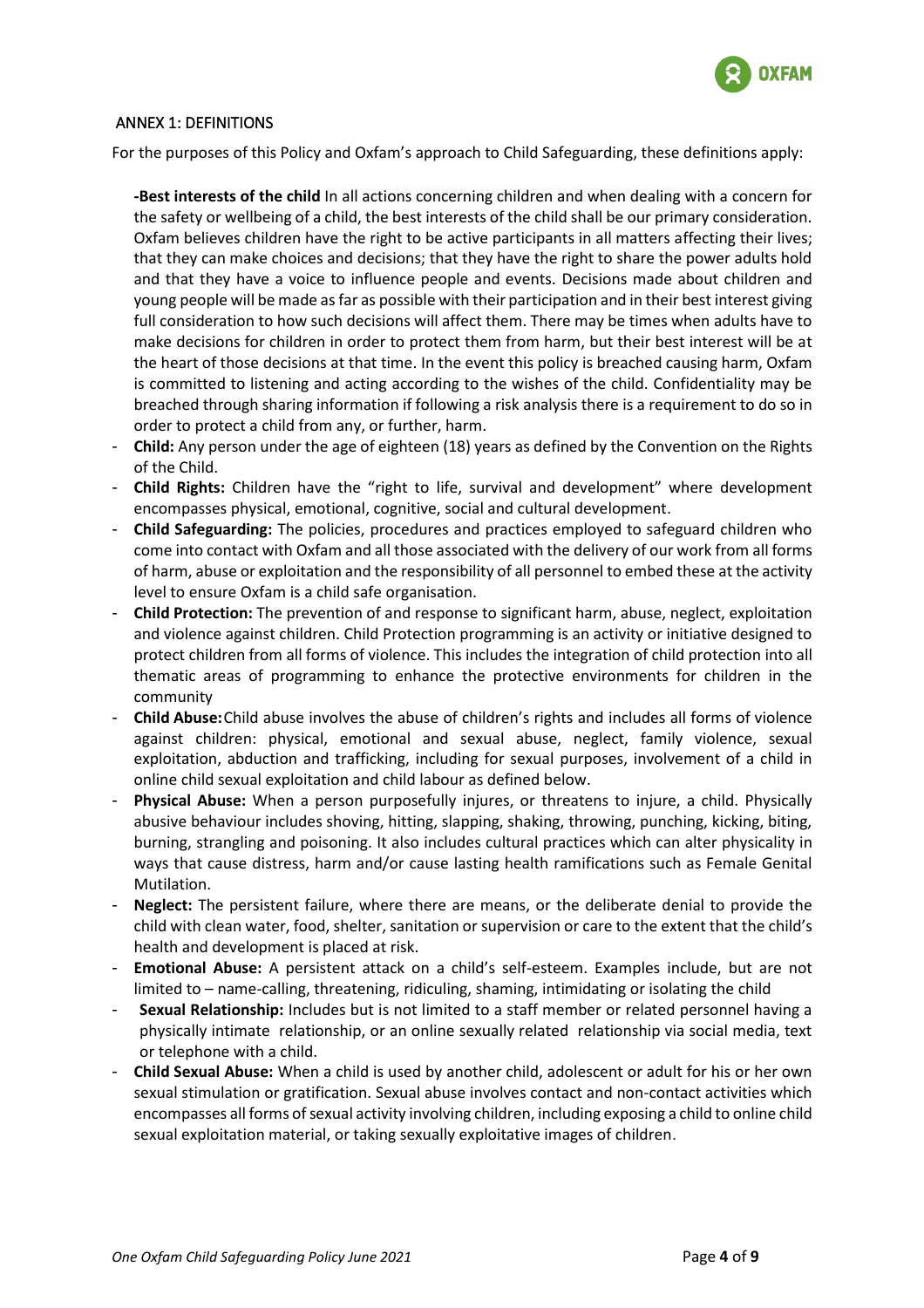## ANNEX 1: DEFINITIONS

For the purposes of this Policy and Oxfam's approach to Child Safeguarding, these definitions apply:

- **Best interests of the child** In all actions concerning children and when dealing with a concern for the safety or wellbeing of a child, the best interests of the child shall be our primary consideration. Oxfam believes children have the right to be active participants in all matters affecting their lives; that they can make choices and decisions; that they have the right to share the power adults hold and that they have a voice to influence people and events. Decisions made about children and young people will be made as far as possible with their participation and in their best interest giving full consideration to how such decisions will affect them. There may be times when adults have to make decisions for children in order to protect them from harm, but their best interest will be at the heart of those decisions at that time. In the event this policy is breached causing harm, Oxfam is committed to listening and acting according to the wishes of the child. Confidentiality may be breached through sharing information if following a risk analysis there is a requirement to do so in order to protect a child from any, or further, harm.
- **Child:** Any person under the age of eighteen (18) years as defined by the Convention on the Rights of the Child.
- **Child Rights:** Children have the "right to life, survival and development" where development encompasses physical, emotional, cognitive, social and cultural development.
- **Child Safeguarding:** The policies, procedures and practices employed to safeguard children who come into contact with Oxfam and all those associated with the delivery of our work from all forms of harm, abuse or exploitation and the responsibility of all personnel to embed these at the activity level to ensure Oxfam is a child safe organisation.
- **Child Protection:** The prevention of and response to significant harm, abuse, neglect, exploitation and violence against children. Child Protection programming is an activity or initiative designed to protect children from all forms of violence. This includes the integration of child protection into all thematic areas of programming to enhance the protective environments for children in the community
- **Child Abuse:** Child abuse involves the abuse of children's rights and includes all forms of violence against children: physical, emotional and sexual abuse, neglect, family violence, sexual exploitation, abduction and trafficking, including for sexual purposes, involvement of a child in online child sexual exploitation and child labour as defined below.
- **Physical Abuse:** When a person purposefully injures, or threatens to injure, a child. Physically abusive behaviour includes shoving, hitting, slapping, shaking, throwing, punching, kicking, biting, burning, strangling and poisoning. It also includes cultural practices which can alter physicality in ways that cause distress, harm and/or cause lasting health ramifications such as Female Genital Mutilation.
- **Neglect:** The persistent failure, where there are means, or the deliberate denial to provide the child with clean water, food, shelter, sanitation or supervision or care to the extent that the child's health and development is placed at risk.
- **Emotional Abuse:** A persistent attack on a child's self-esteem. Examples include, but are not limited to – name-calling, threatening, ridiculing, shaming, intimidating or isolating the child
- **Sexual Relationship:** Includes but is not limited to a staff member or related personnel having a physically intimate relationship, or an online sexually related relationship via social media, text or telephone with a child.
- **Child Sexual Abuse:** When a child is used by another child, adolescent or adult for his or her own sexual stimulation or gratification. Sexual abuse involves contact and non-contact activities which encompasses all forms of sexual activity involving children, including exposing a child to online child sexual exploitation material, or taking sexually exploitative images of children.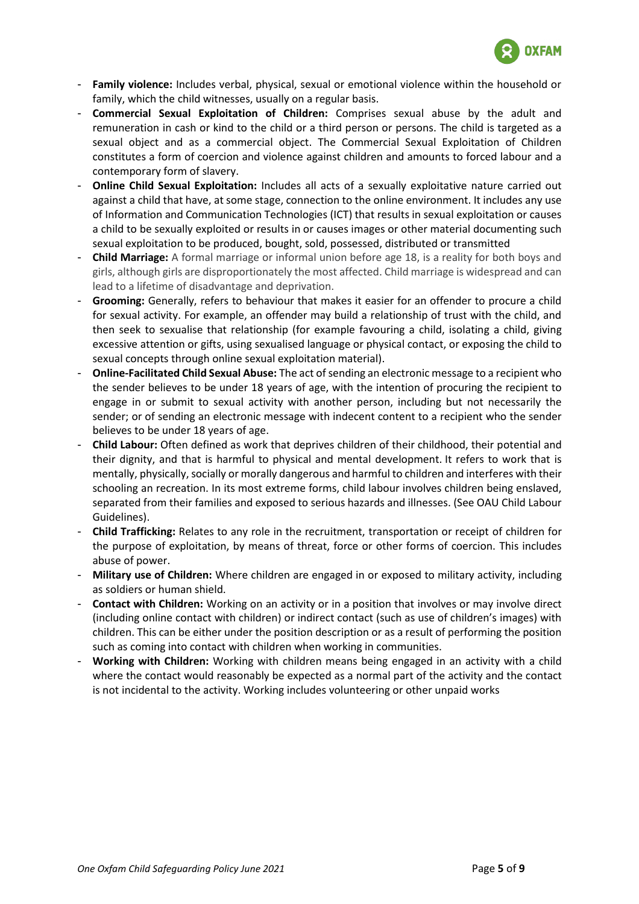- **Family violence:** Includes verbal, physical, sexual or emotional violence within the household or family, which the child witnesses, usually on a regular basis.
- **Commercial Sexual Exploitation of Children:** Comprises sexual abuse by the adult and remuneration in cash or kind to the child or a third person or persons. The child is targeted as a sexual object and as a commercial object. The Commercial Sexual Exploitation of Children constitutes a form of coercion and violence against children and amounts to forced labour and a contemporary form of slavery.
- **Online Child Sexual Exploitation:** Includes all acts of a sexually exploitative nature carried out against a child that have, at some stage, connection to the online environment. It includes any use of Information and Communication Technologies (ICT) that results in sexual exploitation or causes a child to be sexually exploited or results in or causes images or other material documenting such sexual exploitation to be produced, bought, sold, possessed, distributed or transmitted
- **Child Marriage:** A formal marriage or informal union before age 18, is a reality for both boys and girls, although girls are disproportionately the most affected. Child marriage is widespread and can lead to a lifetime of disadvantage and deprivation.
- **Grooming:** Generally, refers to behaviour that makes it easier for an offender to procure a child for sexual activity. For example, an offender may build a relationship of trust with the child, and then seek to sexualise that relationship (for example favouring a child, isolating a child, giving excessive attention or gifts, using sexualised language or physical contact, or exposing the child to sexual concepts through online sexual exploitation material).
- **Online-Facilitated Child Sexual Abuse:** The act of sending an electronic message to a recipient who the sender believes to be under 18 years of age, with the intention of procuring the recipient to engage in or submit to sexual activity with another person, including but not necessarily the sender; or of sending an electronic message with indecent content to a recipient who the sender believes to be under 18 years of age.
- **Child Labour:** Often defined as work that deprives children of their childhood, their potential and their dignity, and that is harmful to physical and mental development. It refers to work that is mentally, physically, socially or morally dangerous and harmful to children and interferes with their schooling an recreation. In its most extreme forms, child labour involves children being enslaved, separated from their families and exposed to serious hazards and illnesses. (See OAU Child Labour Guidelines).
- **Child Trafficking:** Relates to any role in the recruitment, transportation or receipt of children for the purpose of exploitation, by means of threat, force or other forms of coercion. This includes abuse of power.
- **Military use of Children:** Where children are engaged in or exposed to military activity, including as soldiers or human shield.
- **Contact with Children:** Working on an activity or in a position that involves or may involve direct (including online contact with children) or indirect contact (such as use of children's images) with children. This can be either under the position description or as a result of performing the position such as coming into contact with children when working in communities.
- **Working with Children:** Working with children means being engaged in an activity with a child where the contact would reasonably be expected as a normal part of the activity and the contact is not incidental to the activity. Working includes volunteering or other unpaid works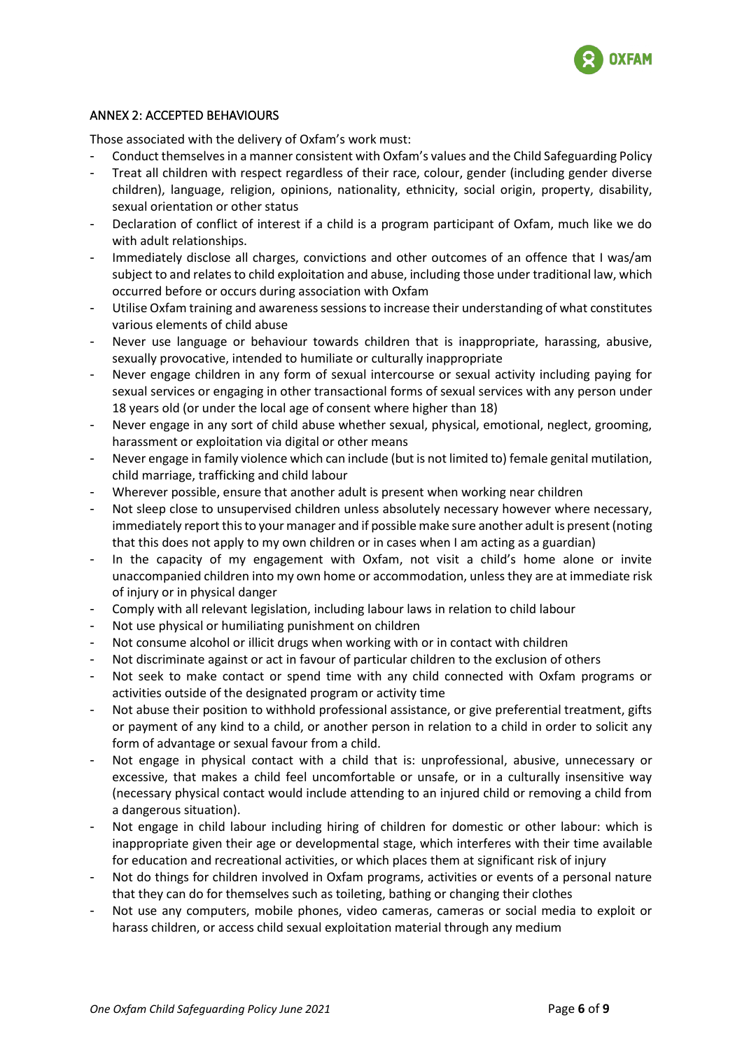## ANNEX 2: ACCEPTED BEHAVIOURS

Those associated with the delivery of Oxfam's work must:

- Conduct themselves in a manner consistent with Oxfam's values and the Child Safeguarding Policy
- Treat all children with respect regardless of their race, colour, gender (including gender diverse children), language, religion, opinions, nationality, ethnicity, social origin, property, disability, sexual orientation or other status
- Declaration of conflict of interest if a child is a program participant of Oxfam, much like we do with adult relationships.
- Immediately disclose all charges, convictions and other outcomes of an offence that I was/am subject to and relates to child exploitation and abuse, including those under traditional law, which occurred before or occurs during association with Oxfam
- Utilise Oxfam training and awareness sessions to increase their understanding of what constitutes various elements of child abuse
- Never use language or behaviour towards children that is inappropriate, harassing, abusive, sexually provocative, intended to humiliate or culturally inappropriate
- Never engage children in any form of sexual intercourse or sexual activity including paying for sexual services or engaging in other transactional forms of sexual services with any person under 18 years old (or under the local age of consent where higher than 18)
- Never engage in any sort of child abuse whether sexual, physical, emotional, neglect, grooming, harassment or exploitation via digital or other means
- Never engage in family violence which can include (but is not limited to) female genital mutilation, child marriage, trafficking and child labour
- Wherever possible, ensure that another adult is present when working near children
- Not sleep close to unsupervised children unless absolutely necessary however where necessary, immediately report this to your manager and if possible make sure another adult is present (noting that this does not apply to my own children or in cases when I am acting as a guardian)
- In the capacity of my engagement with Oxfam, not visit a child's home alone or invite unaccompanied children into my own home or accommodation, unless they are at immediate risk of injury or in physical danger
- Comply with all relevant legislation, including labour laws in relation to child labour
- Not use physical or humiliating punishment on children
- Not consume alcohol or illicit drugs when working with or in contact with children
- Not discriminate against or act in favour of particular children to the exclusion of others
- Not seek to make contact or spend time with any child connected with Oxfam programs or activities outside of the designated program or activity time
- Not abuse their position to withhold professional assistance, or give preferential treatment, gifts or payment of any kind to a child, or another person in relation to a child in order to solicit any form of advantage or sexual favour from a child.
- Not engage in physical contact with a child that is: unprofessional, abusive, unnecessary or excessive, that makes a child feel uncomfortable or unsafe, or in a culturally insensitive way (necessary physical contact would include attending to an injured child or removing a child from a dangerous situation).
- Not engage in child labour including hiring of children for domestic or other labour: which is inappropriate given their age or developmental stage, which interferes with their time available for education and recreational activities, or which places them at significant risk of injury
- Not do things for children involved in Oxfam programs, activities or events of a personal nature that they can do for themselves such as toileting, bathing or changing their clothes
- Not use any computers, mobile phones, video cameras, cameras or social media to exploit or harass children, or access child sexual exploitation material through any medium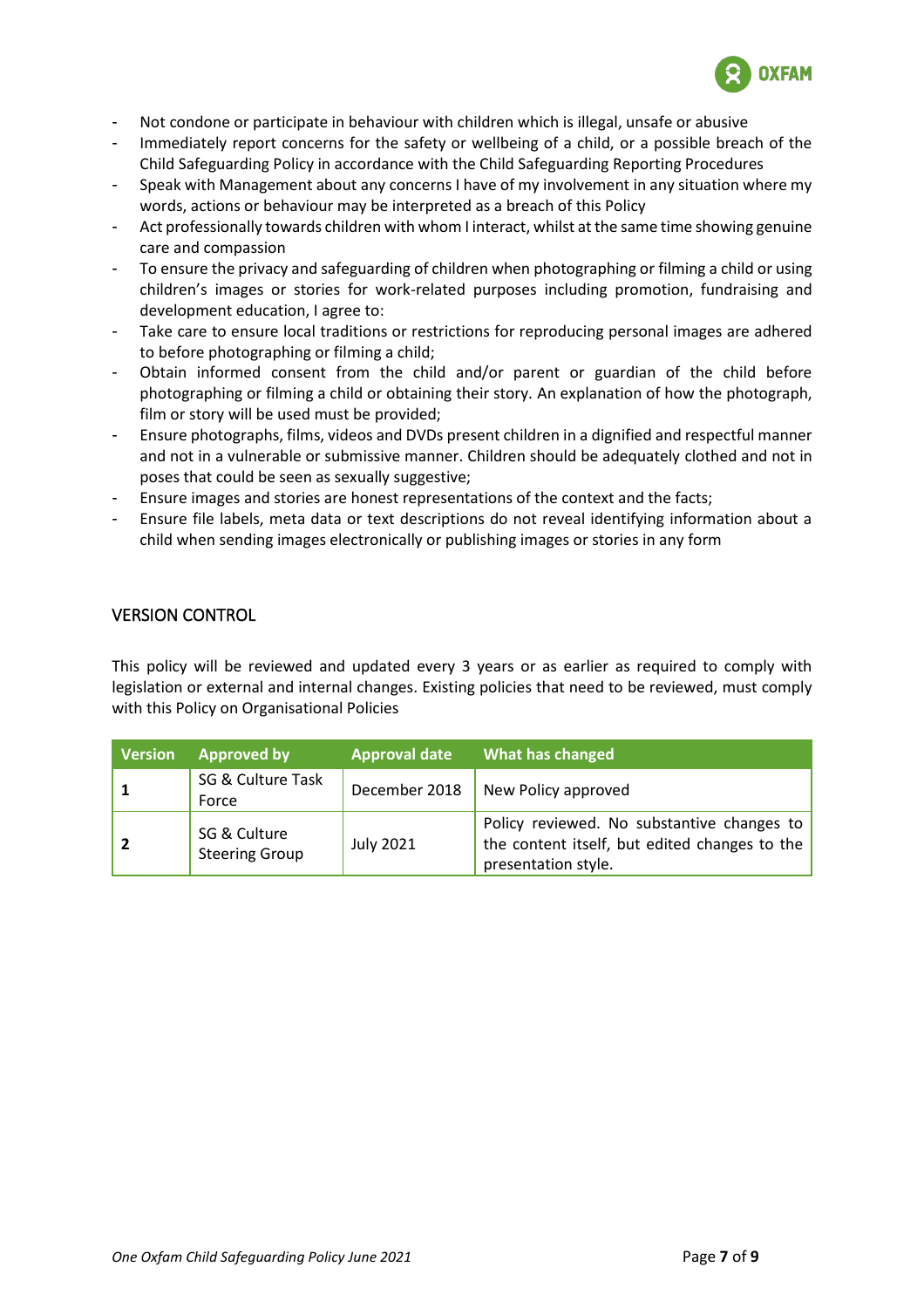- Not condone or participate in behaviour with children which is illegal, unsafe or abusive
- Immediately report concerns for the safety or wellbeing of a child, or a possible breach of the Child Safeguarding Policy in accordance with the Child Safeguarding Reporting Procedures
- Speak with Management about any concerns I have of my involvement in any situation where my words, actions or behaviour may be interpreted as a breach of this Policy
- Act professionally towards children with whom I interact, whilst at the same time showing genuine care and compassion
- To ensure the privacy and safeguarding of children when photographing or filming a child or using children's images or stories for work-related purposes including promotion, fundraising and development education, I agree to:
- Take care to ensure local traditions or restrictions for reproducing personal images are adhered to before photographing or filming a child;
- Obtain informed consent from the child and/or parent or guardian of the child before photographing or filming a child or obtaining their story. An explanation of how the photograph, film or story will be used must be provided;
- Ensure photographs, films, videos and DVDs present children in a dignified and respectful manner and not in a vulnerable or submissive manner. Children should be adequately clothed and not in poses that could be seen as sexually suggestive;
- Ensure images and stories are honest representations of the context and the facts;
- Ensure file labels, meta data or text descriptions do not reveal identifying information about a child when sending images electronically or publishing images or stories in any form

## VERSION CONTROL

This policy will be reviewed and updated every 3 years or as earlier as required to comply with legislation or external and internal changes. Existing policies that need to be reviewed, must comply with this Policy on Organisational Policies

| Version | Approved by | Approval date | What has changed |
|---|---|---|---|
| **1** | SG & Culture Task Force | December 2018 | New Policy approved |
| **2** | SG & Culture Steering Group | July 2021 | Policy reviewed. No substantive changes to the content itself, but edited changes to the presentation style. |